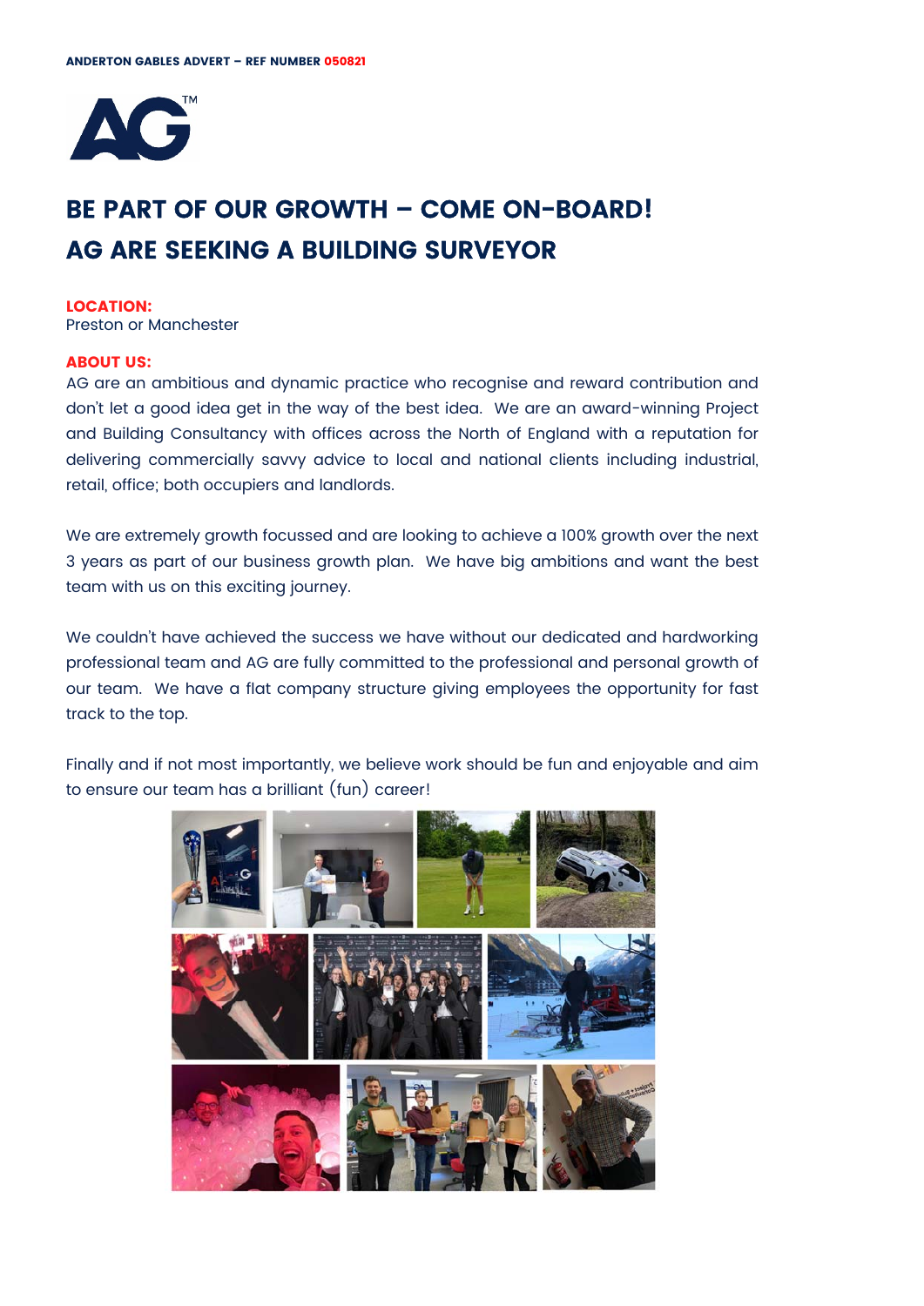**ANDERTON GABLES ADVERT – REF NUMBER 050821**

# BE PART OF OUR GROWTH – COME ON-BOARD!
# AG ARE SEEKING A BUILDING SURVEYOR

**LOCATION:**
Preston or Manchester

**ABOUT US:**
AG are an ambitious and dynamic practice who recognise and reward contribution and don't let a good idea get in the way of the best idea. We are an award-winning Project and Building Consultancy with offices across the North of England with a reputation for delivering commercially savvy advice to local and national clients including industrial, retail, office; both occupiers and landlords.

We are extremely growth focussed and are looking to achieve a 100% growth over the next 3 years as part of our business growth plan. We have big ambitions and want the best team with us on this exciting journey.

We couldn't have achieved the success we have without our dedicated and hardworking professional team and AG are fully committed to the professional and personal growth of our team. We have a flat company structure giving employees the opportunity for fast track to the top.

Finally and if not most importantly, we believe work should be fun and enjoyable and aim to ensure our team has a brilliant (fun) career!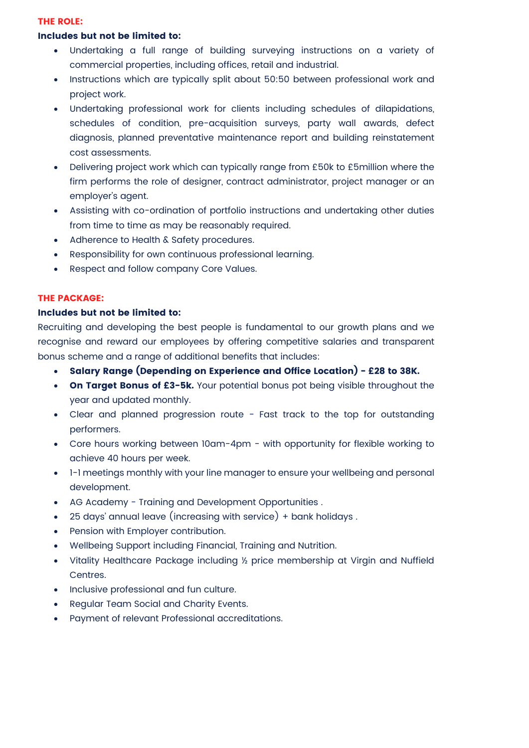## THE ROLE:

**Includes but not be limited to:**

- Undertaking a full range of building surveying instructions on a variety of commercial properties, including offices, retail and industrial.
- Instructions which are typically split about 50:50 between professional work and project work.
- Undertaking professional work for clients including schedules of dilapidations, schedules of condition, pre-acquisition surveys, party wall awards, defect diagnosis, planned preventative maintenance report and building reinstatement cost assessments.
- Delivering project work which can typically range from £50k to £5million where the firm performs the role of designer, contract administrator, project manager or an employer's agent.
- Assisting with co-ordination of portfolio instructions and undertaking other duties from time to time as may be reasonably required.
- Adherence to Health & Safety procedures.
- Responsibility for own continuous professional learning.
- Respect and follow company Core Values.

## THE PACKAGE:

**Includes but not be limited to:**

Recruiting and developing the best people is fundamental to our growth plans and we recognise and reward our employees by offering competitive salaries and transparent bonus scheme and a range of additional benefits that includes:

- **Salary Range (Depending on Experience and Office Location) - £28 to 38K.**
- **On Target Bonus of £3-5k.** Your potential bonus pot being visible throughout the year and updated monthly.
- Clear and planned progression route - Fast track to the top for outstanding performers.
- Core hours working between 10am-4pm - with opportunity for flexible working to achieve 40 hours per week.
- 1-1 meetings monthly with your line manager to ensure your wellbeing and personal development.
- AG Academy - Training and Development Opportunities .
- 25 days' annual leave (increasing with service) + bank holidays .
- Pension with Employer contribution.
- Wellbeing Support including Financial, Training and Nutrition.
- Vitality Healthcare Package including ½ price membership at Virgin and Nuffield Centres.
- Inclusive professional and fun culture.
- Regular Team Social and Charity Events.
- Payment of relevant Professional accreditations.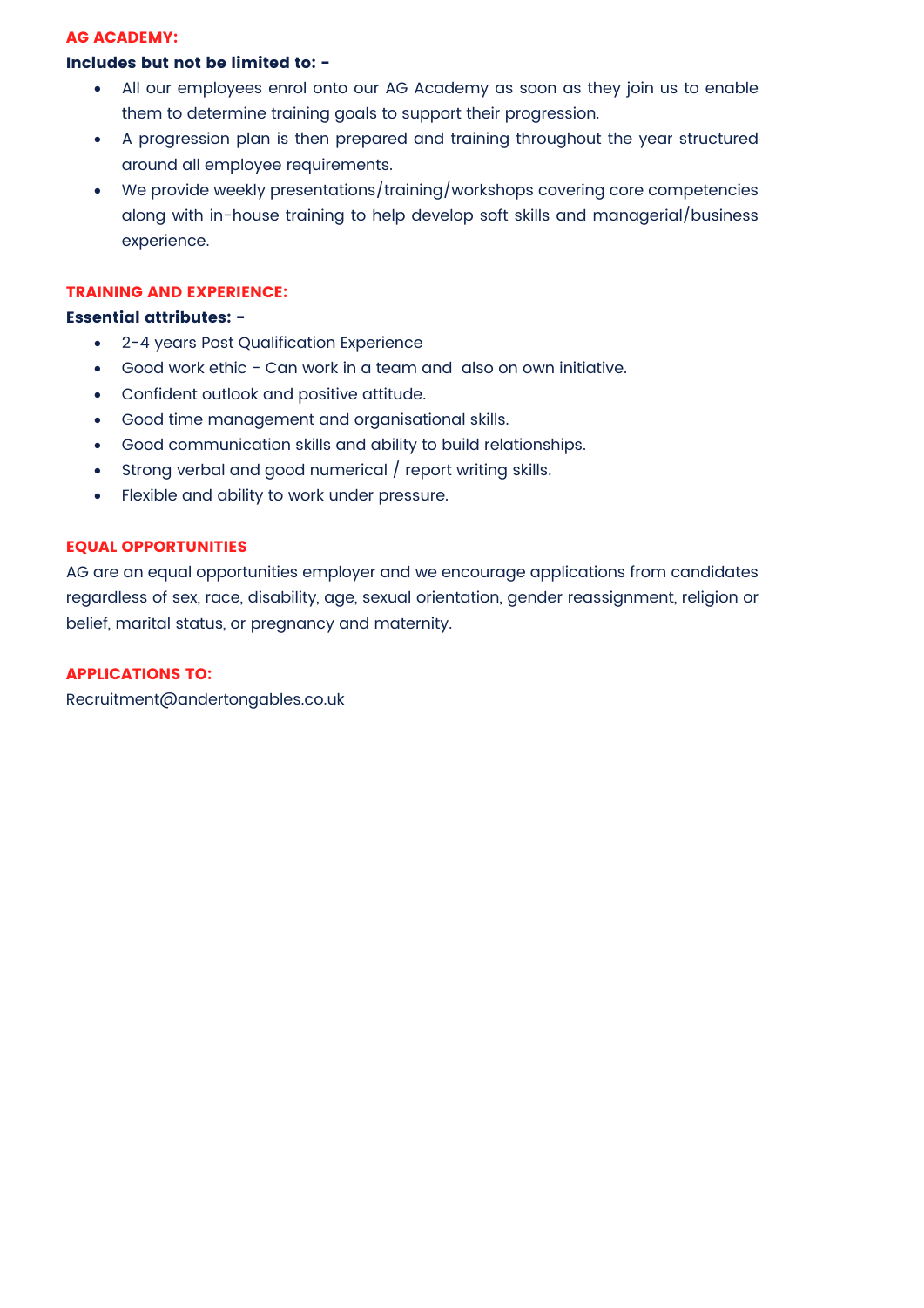## AG ACADEMY:

**Includes but not be limited to: -**

- All our employees enrol onto our AG Academy as soon as they join us to enable them to determine training goals to support their progression.
- A progression plan is then prepared and training throughout the year structured around all employee requirements.
- We provide weekly presentations/training/workshops covering core competencies along with in-house training to help develop soft skills and managerial/business experience.

## TRAINING AND EXPERIENCE:

**Essential attributes: -**

- 2-4 years Post Qualification Experience
- Good work ethic - Can work in a team and also on own initiative.
- Confident outlook and positive attitude.
- Good time management and organisational skills.
- Good communication skills and ability to build relationships.
- Strong verbal and good numerical / report writing skills.
- Flexible and ability to work under pressure.

## EQUAL OPPORTUNITIES

AG are an equal opportunities employer and we encourage applications from candidates regardless of sex, race, disability, age, sexual orientation, gender reassignment, religion or belief, marital status, or pregnancy and maternity.

## APPLICATIONS TO:

Recruitment@andertongables.co.uk